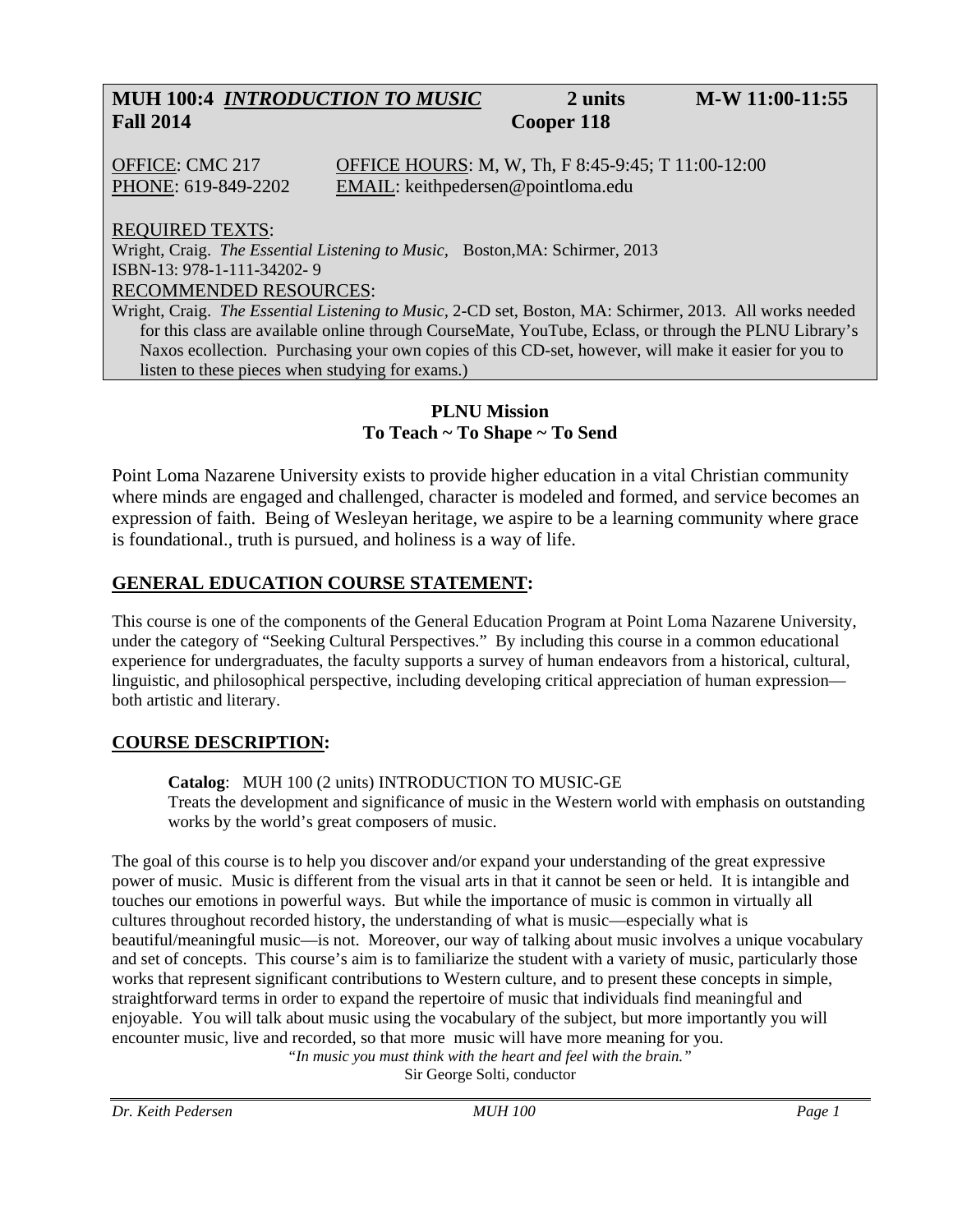**MUH 100:4 *INTRODUCTION TO MUSIC*** **2 units** **M-W 11:00-11:55**
**Fall 2014** **Cooper 118**

OFFICE: CMC 217 OFFICE HOURS: M, W, Th, F 8:45-9:45; T 11:00-12:00
PHONE: 619-849-2202 EMAIL: keithpedersen@pointloma.edu

REQUIRED TEXTS:
Wright, Craig. *The Essential Listening to Music*, Boston,MA: Schirmer, 2013
ISBN-13: 978-1-111-34202- 9

RECOMMENDED RESOURCES:
Wright, Craig. *The Essential Listening to Music*, 2-CD set, Boston, MA: Schirmer, 2013. All works needed for this class are available online through CourseMate, YouTube, Eclass, or through the PLNU Library's Naxos ecollection. Purchasing your own copies of this CD-set, however, will make it easier for you to listen to these pieces when studying for exams.)

**PLNU Mission**
**To Teach ~ To Shape ~ To Send**

Point Loma Nazarene University exists to provide higher education in a vital Christian community where minds are engaged and challenged, character is modeled and formed, and service becomes an expression of faith. Being of Wesleyan heritage, we aspire to be a learning community where grace is foundational., truth is pursued, and holiness is a way of life.

## GENERAL EDUCATION COURSE STATEMENT:

This course is one of the components of the General Education Program at Point Loma Nazarene University, under the category of "Seeking Cultural Perspectives." By including this course in a common educational experience for undergraduates, the faculty supports a survey of human endeavors from a historical, cultural, linguistic, and philosophical perspective, including developing critical appreciation of human expression—both artistic and literary.

## COURSE DESCRIPTION:

**Catalog**: MUH 100 (2 units) INTRODUCTION TO MUSIC-GE
Treats the development and significance of music in the Western world with emphasis on outstanding works by the world's great composers of music.

The goal of this course is to help you discover and/or expand your understanding of the great expressive power of music. Music is different from the visual arts in that it cannot be seen or held. It is intangible and touches our emotions in powerful ways. But while the importance of music is common in virtually all cultures throughout recorded history, the understanding of what is music—especially what is beautiful/meaningful music—is not. Moreover, our way of talking about music involves a unique vocabulary and set of concepts. This course's aim is to familiarize the student with a variety of music, particularly those works that represent significant contributions to Western culture, and to present these concepts in simple, straightforward terms in order to expand the repertoire of music that individuals find meaningful and enjoyable. You will talk about music using the vocabulary of the subject, but more importantly you will encounter music, live and recorded, so that more music will have more meaning for you.

*"In music you must think with the heart and feel with the brain."*
Sir George Solti, conductor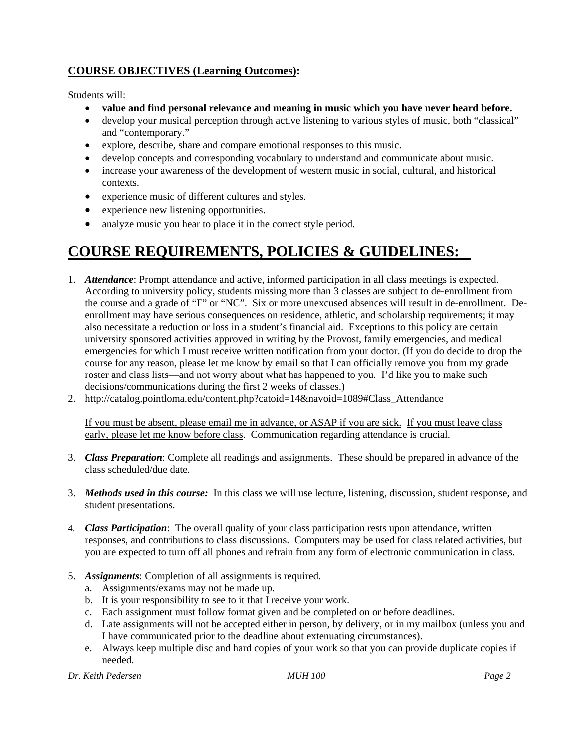**COURSE OBJECTIVES (Learning Outcomes):**

Students will:

- **value and find personal relevance and meaning in music which you have never heard before.**
- develop your musical perception through active listening to various styles of music, both "classical" and "contemporary."
- explore, describe, share and compare emotional responses to this music.
- develop concepts and corresponding vocabulary to understand and communicate about music.
- increase your awareness of the development of western music in social, cultural, and historical contexts.
- experience music of different cultures and styles.
- experience new listening opportunities.
- analyze music you hear to place it in the correct style period.

# COURSE REQUIREMENTS, POLICIES & GUIDELINES:

1. ***Attendance***: Prompt attendance and active, informed participation in all class meetings is expected. According to university policy, students missing more than 3 classes are subject to de-enrollment from the course and a grade of "F" or "NC". Six or more unexcused absences will result in de-enrollment. De-enrollment may have serious consequences on residence, athletic, and scholarship requirements; it may also necessitate a reduction or loss in a student's financial aid. Exceptions to this policy are certain university sponsored activities approved in writing by the Provost, family emergencies, and medical emergencies for which I must receive written notification from your doctor. (If you do decide to drop the course for any reason, please let me know by email so that I can officially remove you from my grade roster and class lists—and not worry about what has happened to you. I'd like you to make such decisions/communications during the first 2 weeks of classes.)
2. http://catalog.pointloma.edu/content.php?catoid=14&navoid=1089#Class_Attendance

   If you must be absent, please email me in advance, or ASAP if you are sick. If you must leave class early, please let me know before class. Communication regarding attendance is crucial.

3. ***Class Preparation***: Complete all readings and assignments. These should be prepared in advance of the class scheduled/due date.

3. ***Methods used in this course:*** In this class we will use lecture, listening, discussion, student response, and student presentations.

4. ***Class Participation***: The overall quality of your class participation rests upon attendance, written responses, and contributions to class discussions. Computers may be used for class related activities, but you are expected to turn off all phones and refrain from any form of electronic communication in class.

5. ***Assignments***: Completion of all assignments is required.
   a. Assignments/exams may not be made up.
   b. It is your responsibility to see to it that I receive your work.
   c. Each assignment must follow format given and be completed on or before deadlines.
   d. Late assignments will not be accepted either in person, by delivery, or in my mailbox (unless you and I have communicated prior to the deadline about extenuating circumstances).
   e. Always keep multiple disc and hard copies of your work so that you can provide duplicate copies if needed.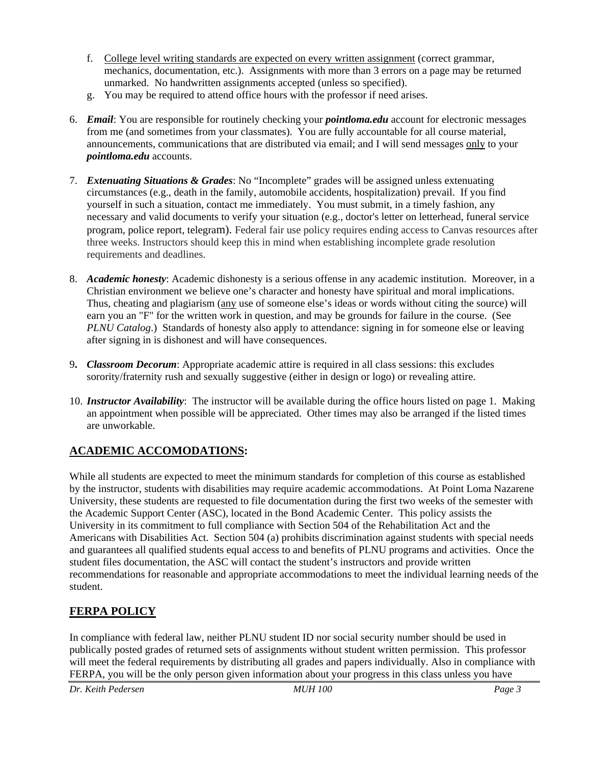f. <u>College level writing standards are expected on every written assignment</u> (correct grammar, mechanics, documentation, etc.). Assignments with more than 3 errors on a page may be returned unmarked. No handwritten assignments accepted (unless so specified).

g. You may be required to attend office hours with the professor if need arises.

6. ***Email***: You are responsible for routinely checking your ***pointloma.edu*** account for electronic messages from me (and sometimes from your classmates). You are fully accountable for all course material, announcements, communications that are distributed via email; and I will send messages <u>only</u> to your ***pointloma.edu*** accounts.

7. ***Extenuating Situations & Grades***: No "Incomplete" grades will be assigned unless extenuating circumstances (e.g., death in the family, automobile accidents, hospitalization) prevail. If you find yourself in such a situation, contact me immediately. You must submit, in a timely fashion, any necessary and valid documents to verify your situation (e.g., doctor's letter on letterhead, funeral service program, police report, telegram). Federal fair use policy requires ending access to Canvas resources after three weeks. Instructors should keep this in mind when establishing incomplete grade resolution requirements and deadlines.

8. ***Academic honesty***: Academic dishonesty is a serious offense in any academic institution. Moreover, in a Christian environment we believe one's character and honesty have spiritual and moral implications. Thus, cheating and plagiarism (<u>any</u> use of someone else's ideas or words without citing the source) will earn you an "F" for the written work in question, and may be grounds for failure in the course. (See *PLNU Catalog*.) Standards of honesty also apply to attendance: signing in for someone else or leaving after signing in is dishonest and will have consequences.

9. ***Classroom Decorum***: Appropriate academic attire is required in all class sessions: this excludes sorority/fraternity rush and sexually suggestive (either in design or logo) or revealing attire.

10. ***Instructor Availability***: The instructor will be available during the office hours listed on page 1. Making an appointment when possible will be appreciated. Other times may also be arranged if the listed times are unworkable.

## <u>ACADEMIC ACCOMODATIONS</u>:

While all students are expected to meet the minimum standards for completion of this course as established by the instructor, students with disabilities may require academic accommodations. At Point Loma Nazarene University, these students are requested to file documentation during the first two weeks of the semester with the Academic Support Center (ASC), located in the Bond Academic Center. This policy assists the University in its commitment to full compliance with Section 504 of the Rehabilitation Act and the Americans with Disabilities Act. Section 504 (a) prohibits discrimination against students with special needs and guarantees all qualified students equal access to and benefits of PLNU programs and activities. Once the student files documentation, the ASC will contact the student's instructors and provide written recommendations for reasonable and appropriate accommodations to meet the individual learning needs of the student.

## <u>FERPA POLICY</u>

In compliance with federal law, neither PLNU student ID nor social security number should be used in publically posted grades of returned sets of assignments without student written permission. This professor will meet the federal requirements by distributing all grades and papers individually. Also in compliance with FERPA, you will be the only person given information about your progress in this class unless you have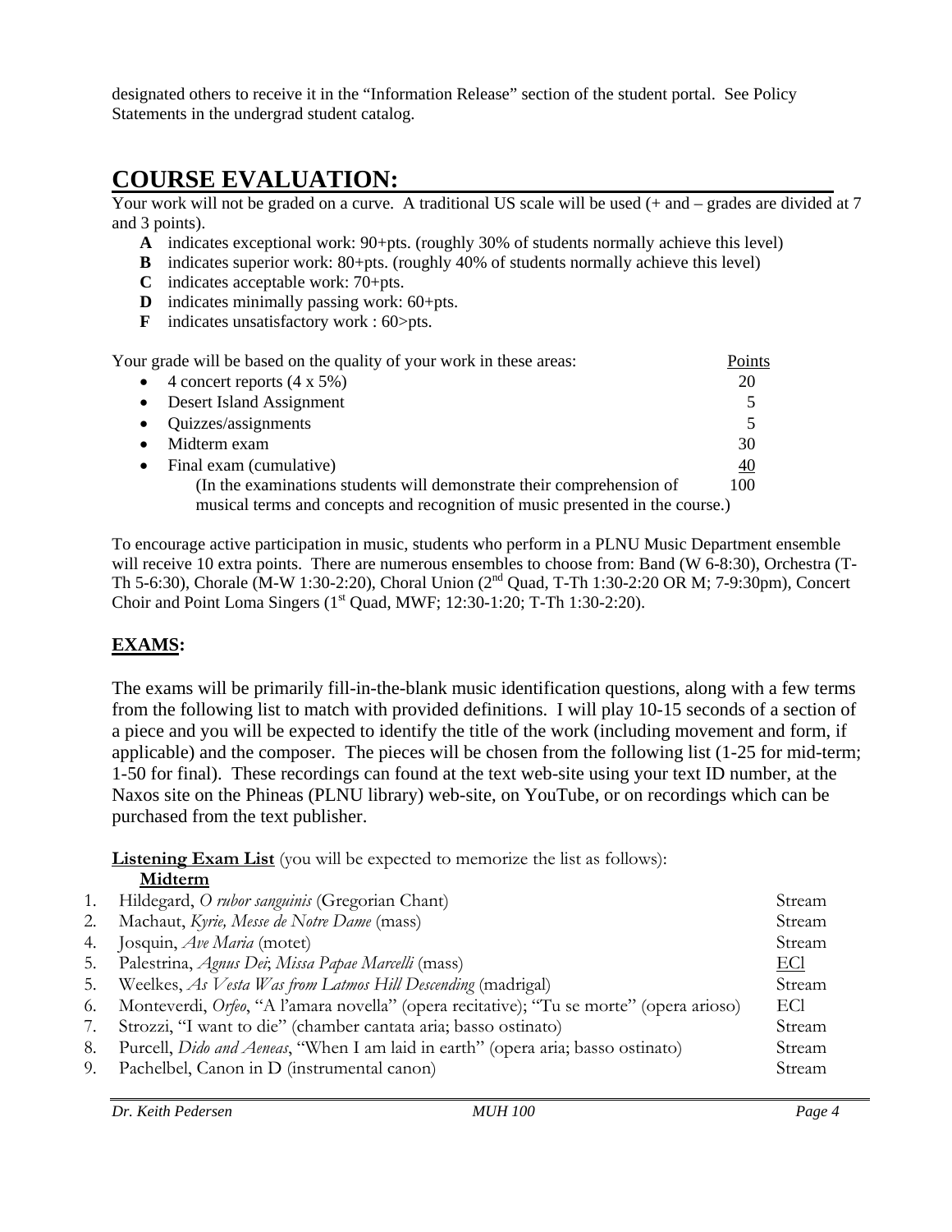designated others to receive it in the "Information Release" section of the student portal. See Policy Statements in the undergrad student catalog.

# COURSE EVALUATION:

Your work will not be graded on a curve. A traditional US scale will be used (+ and – grades are divided at 7 and 3 points).

- **A** indicates exceptional work: 90+pts. (roughly 30% of students normally achieve this level)
- **B** indicates superior work: 80+pts. (roughly 40% of students normally achieve this level)
- **C** indicates acceptable work: 70+pts.
- **D** indicates minimally passing work: 60+pts.
- **F** indicates unsatisfactory work : 60>pts.

| Your grade will be based on the quality of your work in these areas: | Points |
|---|---|
| • 4 concert reports (4 x 5%) | 20 |
| • Desert Island Assignment | 5 |
| • Quizzes/assignments | 5 |
| • Midterm exam | 30 |
| • Final exam (cumulative) | 40 |
| (In the examinations students will demonstrate their comprehension of musical terms and concepts and recognition of music presented in the course.) | 100 |

To encourage active participation in music, students who perform in a PLNU Music Department ensemble will receive 10 extra points. There are numerous ensembles to choose from: Band (W 6-8:30), Orchestra (T-Th 5-6:30), Chorale (M-W 1:30-2:20), Choral Union (2nd Quad, T-Th 1:30-2:20 OR M; 7-9:30pm), Concert Choir and Point Loma Singers (1st Quad, MWF; 12:30-1:20; T-Th 1:30-2:20).

## EXAMS:

The exams will be primarily fill-in-the-blank music identification questions, along with a few terms from the following list to match with provided definitions. I will play 10-15 seconds of a section of a piece and you will be expected to identify the title of the work (including movement and form, if applicable) and the composer. The pieces will be chosen from the following list (1-25 for mid-term; 1-50 for final). These recordings can found at the text web-site using your text ID number, at the Naxos site on the Phineas (PLNU library) web-site, on YouTube, or on recordings which can be purchased from the text publisher.

**Listening Exam List** (you will be expected to memorize the list as follows):

**Midterm**

| # | Work | Source |
|---|---|---|
| 1. | Hildegard, *O rubor sanguinis* (Gregorian Chant) | Stream |
| 2. | Machaut, *Kyrie, Messe de Notre Dame* (mass) | Stream |
| 4. | Josquin, *Ave Maria* (motet) | Stream |
| 5. | Palestrina, *Agnus Dei*; *Missa Papae Marcelli* (mass) | ECl |
| 5. | Weelkes, *As Vesta Was from Latmos Hill Descending* (madrigal) | Stream |
| 6. | Monteverdi, *Orfeo*, "A l'amara novella" (opera recitative); "Tu se morte" (opera arioso) | ECl |
| 7. | Strozzi, "I want to die" (chamber cantata aria; basso ostinato) | Stream |
| 8. | Purcell, *Dido and Aeneas*, "When I am laid in earth" (opera aria; basso ostinato) | Stream |
| 9. | Pachelbel, Canon in D (instrumental canon) | Stream |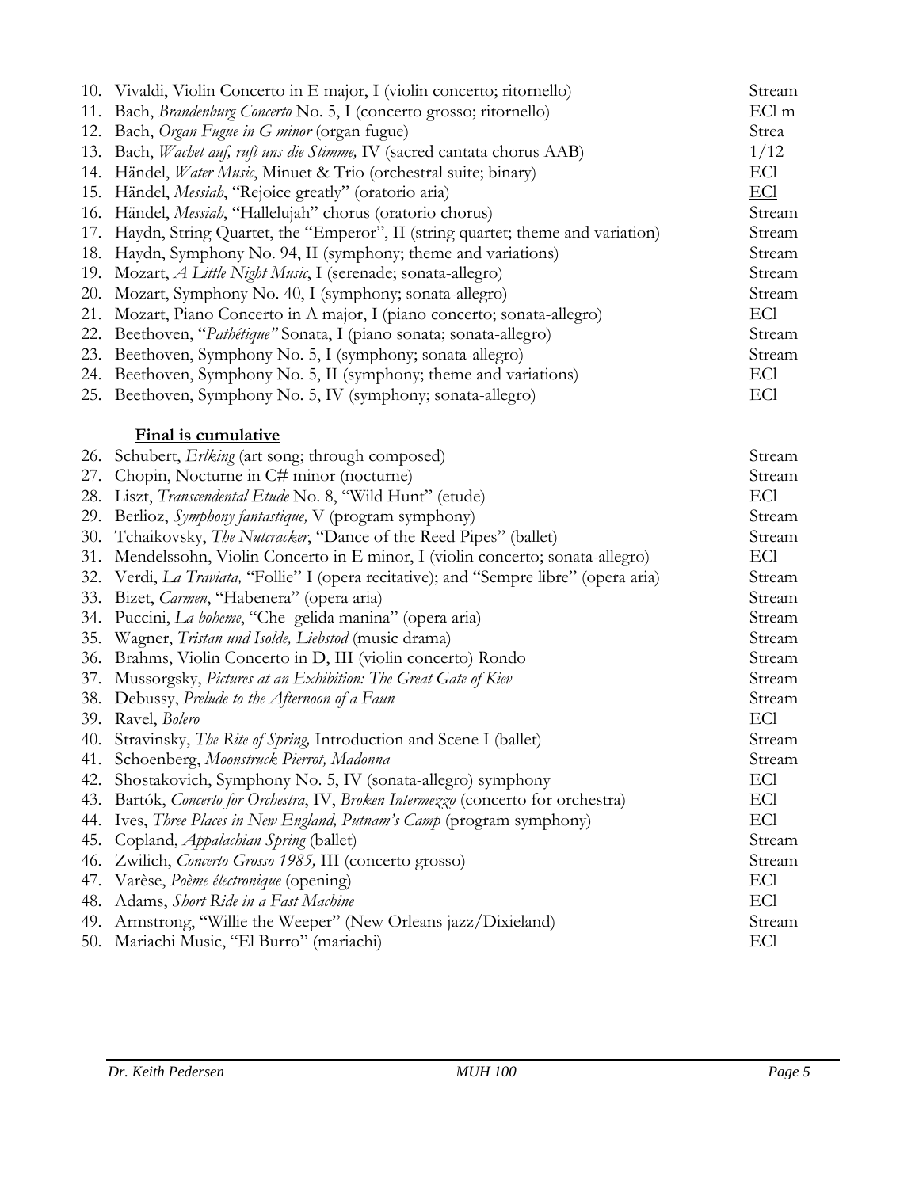| | | |
|---|---|---|
| 10. | Vivaldi, Violin Concerto in E major, I (violin concerto; ritornello) | Stream |
| 11. | Bach, *Brandenburg Concerto* No. 5, I (concerto grosso; ritornello) | ECl m |
| 12. | Bach, *Organ Fugue in G minor* (organ fugue) | Strea |
| 13. | Bach, *Wachet auf, ruft uns die Stimme,* IV (sacred cantata chorus AAB) | 1/12 |
| 14. | Händel, *Water Music*, Minuet & Trio (orchestral suite; binary) | ECl |
| 15. | Händel, *Messiah*, "Rejoice greatly" (oratorio aria) | <u>ECl</u> |
| 16. | Händel, *Messiah*, "Hallelujah" chorus (oratorio chorus) | Stream |
| 17. | Haydn, String Quartet, the "Emperor", II (string quartet; theme and variation) | Stream |
| 18. | Haydn, Symphony No. 94, II (symphony; theme and variations) | Stream |
| 19. | Mozart, *A Little Night Music*, I (serenade; sonata-allegro) | Stream |
| 20. | Mozart, Symphony No. 40, I (symphony; sonata-allegro) | Stream |
| 21. | Mozart, Piano Concerto in A major, I (piano concerto; sonata-allegro) | ECl |
| 22. | Beethoven, "*Pathétique"* Sonata, I (piano sonata; sonata-allegro) | Stream |
| 23. | Beethoven, Symphony No. 5, I (symphony; sonata-allegro) | Stream |
| 24. | Beethoven, Symphony No. 5, II (symphony; theme and variations) | ECl |
| 25. | Beethoven, Symphony No. 5, IV (symphony; sonata-allegro) | ECl |

**<u>Final is cumulative</u>**

| | | |
|---|---|---|
| 26. | Schubert, *Erlking* (art song; through composed) | Stream |
| 27. | Chopin, Nocturne in C# minor (nocturne) | Stream |
| 28. | Liszt, *Transcendental Etude* No. 8, "Wild Hunt" (etude) | ECl |
| 29. | Berlioz, *Symphony fantastique,* V (program symphony) | Stream |
| 30. | Tchaikovsky, *The Nutcracker*, "Dance of the Reed Pipes" (ballet) | Stream |
| 31. | Mendelssohn, Violin Concerto in E minor, I (violin concerto; sonata-allegro) | ECl |
| 32. | Verdi, *La Traviata,* "Follie" I (opera recitative); and "Sempre libre" (opera aria) | Stream |
| 33. | Bizet, *Carmen*, "Habenera" (opera aria) | Stream |
| 34. | Puccini, *La boheme*, "Che gelida manina" (opera aria) | Stream |
| 35. | Wagner, *Tristan und Isolde, Liebstod* (music drama) | Stream |
| 36. | Brahms, Violin Concerto in D, III (violin concerto) Rondo | Stream |
| 37. | Mussorgsky, *Pictures at an Exhibition: The Great Gate of Kiev* | Stream |
| 38. | Debussy, *Prelude to the Afternoon of a Faun* | Stream |
| 39. | Ravel, *Bolero* | ECl |
| 40. | Stravinsky, *The Rite of Spring,* Introduction and Scene I (ballet) | Stream |
| 41. | Schoenberg, *Moonstruck Pierrot, Madonna* | Stream |
| 42. | Shostakovich, Symphony No. 5, IV (sonata-allegro) symphony | ECl |
| 43. | Bartók, *Concerto for Orchestra*, IV, *Broken Intermezzo* (concerto for orchestra) | ECl |
| 44. | Ives, *Three Places in New England, Putnam's Camp* (program symphony) | ECl |
| 45. | Copland, *Appalachian Spring* (ballet) | Stream |
| 46. | Zwilich, *Concerto Grosso 1985,* III (concerto grosso) | Stream |
| 47. | Varèse, *Poème électronique* (opening) | ECl |
| 48. | Adams, *Short Ride in a Fast Machine* | ECl |
| 49. | Armstrong, "Willie the Weeper" (New Orleans jazz/Dixieland) | Stream |
| 50. | Mariachi Music, "El Burro" (mariachi) | ECl |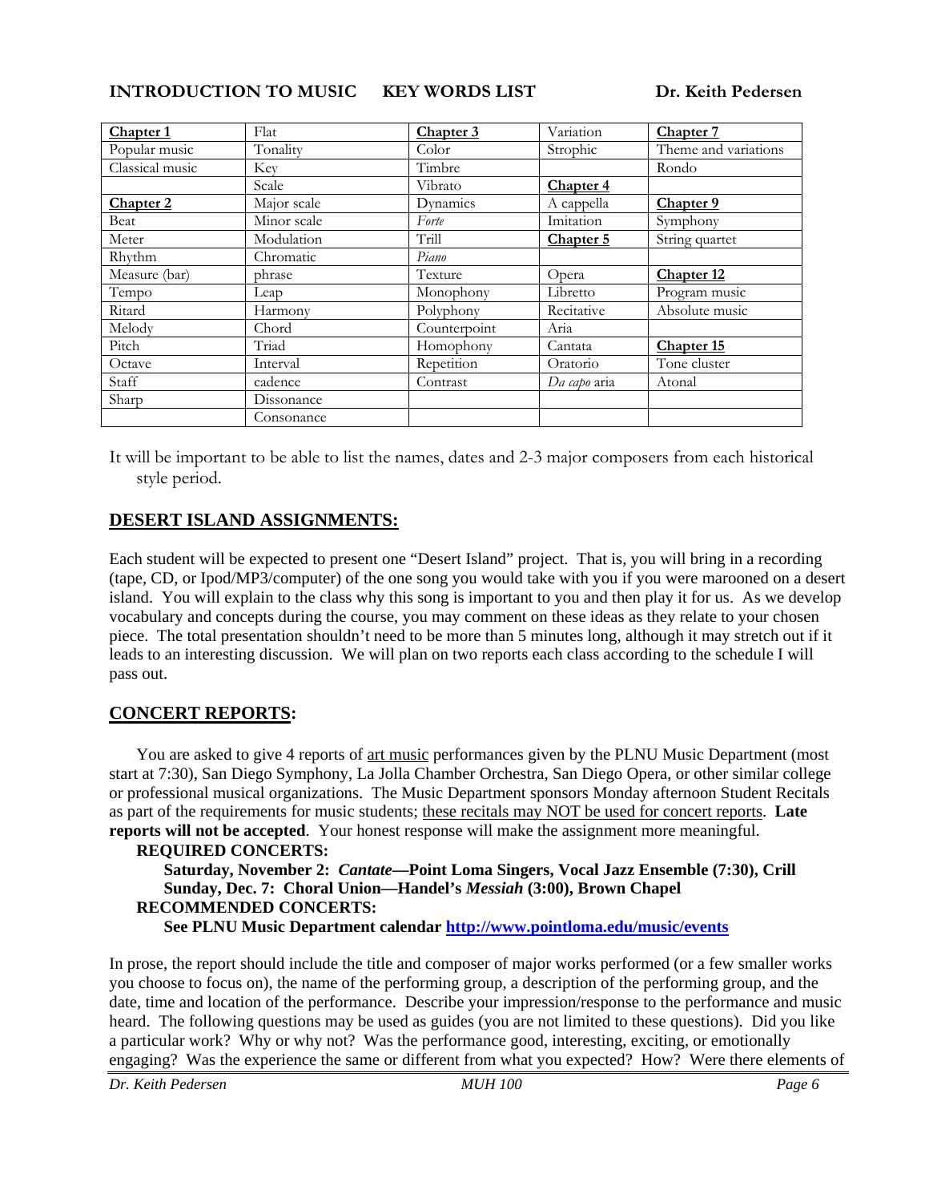**INTRODUCTION TO MUSIC KEY WORDS LIST Dr. Keith Pedersen**

| **Chapter 1** | Flat | **Chapter 3** | Variation | **Chapter 7** |
|---|---|---|---|---|
| Popular music | Tonality | Color | Strophic | Theme and variations |
| Classical music | Key | Timbre | | Rondo |
| | Scale | Vibrato | **Chapter 4** | |
| **Chapter 2** | Major scale | Dynamics | A cappella | **Chapter 9** |
| Beat | Minor scale | *Forte* | Imitation | Symphony |
| Meter | Modulation | Trill | **Chapter 5** | String quartet |
| Rhythm | Chromatic | *Piano* | | |
| Measure (bar) | phrase | Texture | Opera | **Chapter 12** |
| Tempo | Leap | Monophony | Libretto | Program music |
| Ritard | Harmony | Polyphony | Recitative | Absolute music |
| Melody | Chord | Counterpoint | Aria | |
| Pitch | Triad | Homophony | Cantata | **Chapter 15** |
| Octave | Interval | Repetition | Oratorio | Tone cluster |
| Staff | cadence | Contrast | *Da capo* aria | Atonal |
| Sharp | Dissonance | | | |
| | Consonance | | | |

It will be important to be able to list the names, dates and 2-3 major composers from each historical style period.

## DESERT ISLAND ASSIGNMENTS:

Each student will be expected to present one "Desert Island" project. That is, you will bring in a recording (tape, CD, or Ipod/MP3/computer) of the one song you would take with you if you were marooned on a desert island. You will explain to the class why this song is important to you and then play it for us. As we develop vocabulary and concepts during the course, you may comment on these ideas as they relate to your chosen piece. The total presentation shouldn't need to be more than 5 minutes long, although it may stretch out if it leads to an interesting discussion. We will plan on two reports each class according to the schedule I will pass out.

## CONCERT REPORTS:

You are asked to give 4 reports of art music performances given by the PLNU Music Department (most start at 7:30), San Diego Symphony, La Jolla Chamber Orchestra, San Diego Opera, or other similar college or professional musical organizations. The Music Department sponsors Monday afternoon Student Recitals as part of the requirements for music students; these recitals may NOT be used for concert reports. **Late reports will not be accepted**. Your honest response will make the assignment more meaningful.

**REQUIRED CONCERTS:**

**Saturday, November 2: *Cantate*—Point Loma Singers, Vocal Jazz Ensemble (7:30), Crill**
**Sunday, Dec. 7: Choral Union—Handel's *Messiah* (3:00), Brown Chapel**

**RECOMMENDED CONCERTS:**

**See PLNU Music Department calendar http://www.pointloma.edu/music/events**

In prose, the report should include the title and composer of major works performed (or a few smaller works you choose to focus on), the name of the performing group, a description of the performing group, and the date, time and location of the performance. Describe your impression/response to the performance and music heard. The following questions may be used as guides (you are not limited to these questions). Did you like a particular work? Why or why not? Was the performance good, interesting, exciting, or emotionally engaging? Was the experience the same or different from what you expected? How? Were there elements of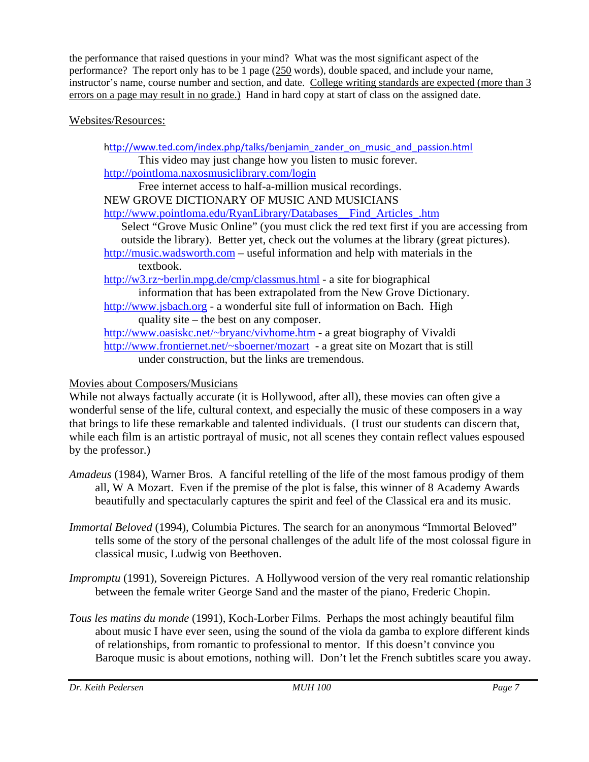the performance that raised questions in your mind? What was the most significant aspect of the performance? The report only has to be 1 page (250 words), double spaced, and include your name, instructor's name, course number and section, and date. College writing standards are expected (more than 3 errors on a page may result in no grade.) Hand in hard copy at start of class on the assigned date.

Websites/Resources:

http://www.ted.com/index.php/talks/benjamin_zander_on_music_and_passion.html
This video may just change how you listen to music forever.

http://pointloma.naxosmusiclibrary.com/login
Free internet access to half-a-million musical recordings.

NEW GROVE DICTIONARY OF MUSIC AND MUSICIANS
http://www.pointloma.edu/RyanLibrary/Databases__Find_Articles_.htm
Select "Grove Music Online" (you must click the red text first if you are accessing from outside the library). Better yet, check out the volumes at the library (great pictures).

http://music.wadsworth.com – useful information and help with materials in the textbook.

http://w3.rz~berlin.mpg.de/cmp/classmus.html - a site for biographical information that has been extrapolated from the New Grove Dictionary.

http://www.jsbach.org - a wonderful site full of information on Bach. High quality site – the best on any composer.

http://www.oasiskc.net/~bryanc/vivhome.htm - a great biography of Vivaldi

http://www.frontiernet.net/~sboerner/mozart - a great site on Mozart that is still under construction, but the links are tremendous.

Movies about Composers/Musicians

While not always factually accurate (it is Hollywood, after all), these movies can often give a wonderful sense of the life, cultural context, and especially the music of these composers in a way that brings to life these remarkable and talented individuals. (I trust our students can discern that, while each film is an artistic portrayal of music, not all scenes they contain reflect values espoused by the professor.)

*Amadeus* (1984), Warner Bros. A fanciful retelling of the life of the most famous prodigy of them all, W A Mozart. Even if the premise of the plot is false, this winner of 8 Academy Awards beautifully and spectacularly captures the spirit and feel of the Classical era and its music.

*Immortal Beloved* (1994), Columbia Pictures. The search for an anonymous "Immortal Beloved" tells some of the story of the personal challenges of the adult life of the most colossal figure in classical music, Ludwig von Beethoven.

*Impromptu* (1991), Sovereign Pictures. A Hollywood version of the very real romantic relationship between the female writer George Sand and the master of the piano, Frederic Chopin.

*Tous les matins du monde* (1991), Koch-Lorber Films. Perhaps the most achingly beautiful film about music I have ever seen, using the sound of the viola da gamba to explore different kinds of relationships, from romantic to professional to mentor. If this doesn't convince you Baroque music is about emotions, nothing will. Don't let the French subtitles scare you away.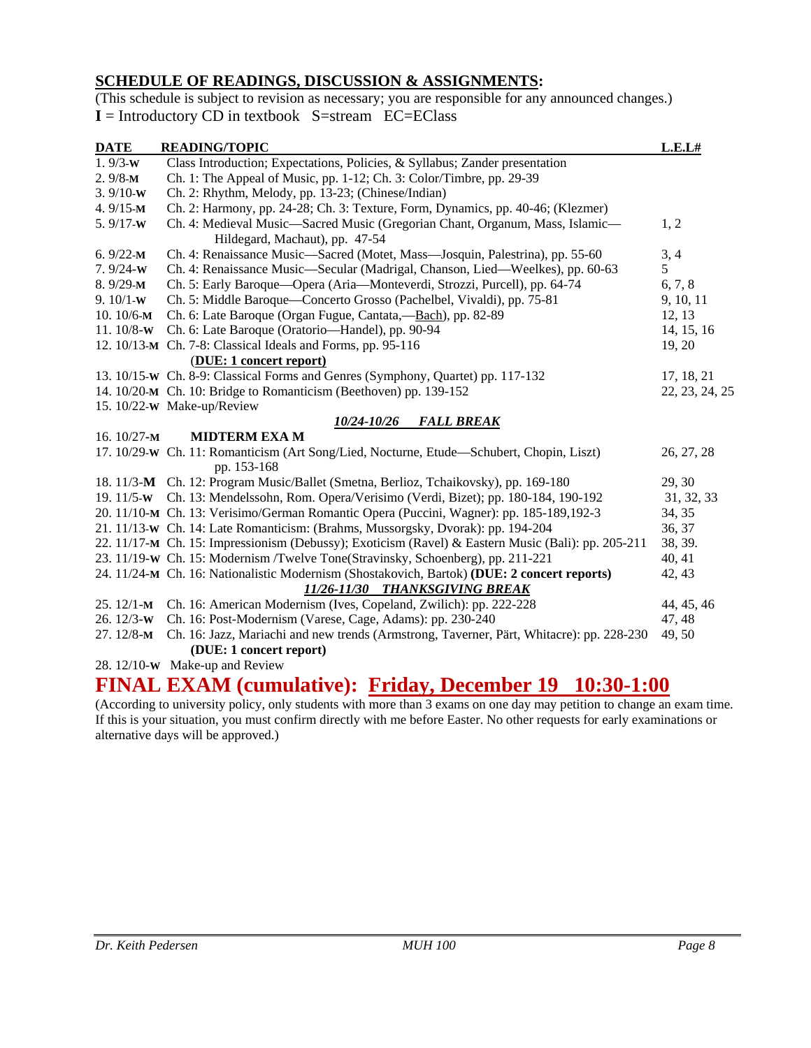## SCHEDULE OF READINGS, DISCUSSION & ASSIGNMENTS:

(This schedule is subject to revision as necessary; you are responsible for any announced changes.)
**I** = Introductory CD in textbook S=stream EC=EClass

| DATE | READING/TOPIC | L.E.L# |
|---|---|---|
| 1. 9/3-W | Class Introduction; Expectations, Policies, & Syllabus; Zander presentation | |
| 2. 9/8-M | Ch. 1: The Appeal of Music, pp. 1-12; Ch. 3: Color/Timbre, pp. 29-39 | |
| 3. 9/10-W | Ch. 2: Rhythm, Melody, pp. 13-23; (Chinese/Indian) | |
| 4. 9/15-M | Ch. 2: Harmony, pp. 24-28; Ch. 3: Texture, Form, Dynamics, pp. 40-46; (Klezmer) | |
| 5. 9/17-W | Ch. 4: Medieval Music—Sacred Music (Gregorian Chant, Organum, Mass, Islamic—Hildegard, Machaut), pp. 47-54 | 1, 2 |
| 6. 9/22-M | Ch. 4: Renaissance Music—Sacred (Motet, Mass—Josquin, Palestrina), pp. 55-60 | 3, 4 |
| 7. 9/24-W | Ch. 4: Renaissance Music—Secular (Madrigal, Chanson, Lied—Weelkes), pp. 60-63 | 5 |
| 8. 9/29-M | Ch. 5: Early Baroque—Opera (Aria—Monteverdi, Strozzi, Purcell), pp. 64-74 | 6, 7, 8 |
| 9. 10/1-W | Ch. 5: Middle Baroque—Concerto Grosso (Pachelbel, Vivaldi), pp. 75-81 | 9, 10, 11 |
| 10. 10/6-M | Ch. 6: Late Baroque (Organ Fugue, Cantata,—Bach), pp. 82-89 | 12, 13 |
| 11. 10/8-W | Ch. 6: Late Baroque (Oratorio—Handel), pp. 90-94 | 14, 15, 16 |
| 12. 10/13-M | Ch. 7-8: Classical Ideals and Forms, pp. 95-116 **(DUE: 1 concert report)** | 19, 20 |
| 13. 10/15-W | Ch. 8-9: Classical Forms and Genres (Symphony, Quartet) pp. 117-132 | 17, 18, 21 |
| 14. 10/20-M | Ch. 10: Bridge to Romanticism (Beethoven) pp. 139-152 | 22, 23, 24, 25 |
| 15. 10/22-W | Make-up/Review | |
| | ***10/24-10/26 FALL BREAK*** | |
| 16. 10/27-M | **MIDTERM EXA M** | |
| 17. 10/29-W | Ch. 11: Romanticism (Art Song/Lied, Nocturne, Etude—Schubert, Chopin, Liszt) pp. 153-168 | 26, 27, 28 |
| 18. 11/3-M | Ch. 12: Program Music/Ballet (Smetna, Berlioz, Tchaikovsky), pp. 169-180 | 29, 30 |
| 19. 11/5-W | Ch. 13: Mendelssohn, Rom. Opera/Verisimo (Verdi, Bizet); pp. 180-184, 190-192 | 31, 32, 33 |
| 20. 11/10-M | Ch. 13: Verisimo/German Romantic Opera (Puccini, Wagner): pp. 185-189,192-3 | 34, 35 |
| 21. 11/13-W | Ch. 14: Late Romanticism: (Brahms, Mussorgsky, Dvorak): pp. 194-204 | 36, 37 |
| 22. 11/17-M | Ch. 15: Impressionism (Debussy); Exoticism (Ravel) & Eastern Music (Bali): pp. 205-211 | 38, 39. |
| 23. 11/19-W | Ch. 15: Modernism /Twelve Tone(Stravinsky, Schoenberg), pp. 211-221 | 40, 41 |
| 24. 11/24-M | Ch. 16: Nationalistic Modernism (Shostakovich, Bartok) **(DUE: 2 concert reports)** | 42, 43 |
| | ***11/26-11/30 THANKSGIVING BREAK*** | |
| 25. 12/1-M | Ch. 16: American Modernism (Ives, Copeland, Zwilich): pp. 222-228 | 44, 45, 46 |
| 26. 12/3-W | Ch. 16: Post-Modernism (Varese, Cage, Adams): pp. 230-240 | 47, 48 |
| 27. 12/8-M | Ch. 16: Jazz, Mariachi and new trends (Armstrong, Taverner, Pärt, Whitacre): pp. 228-230 **(DUE: 1 concert report)** | 49, 50 |
| 28. 12/10-W | Make-up and Review | |

# FINAL EXAM (cumulative): Friday, December 19 10:30-1:00

(According to university policy, only students with more than 3 exams on one day may petition to change an exam time. If this is your situation, you must confirm directly with me before Easter. No other requests for early examinations or alternative days will be approved.)